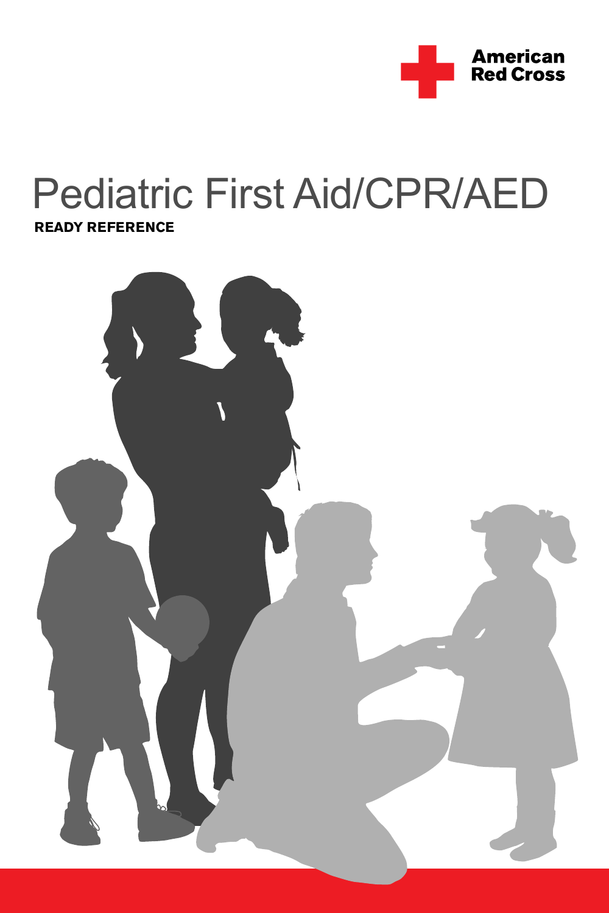American Red Cross

# Pediatric First Aid/CPR/AED

**READY REFERENCE**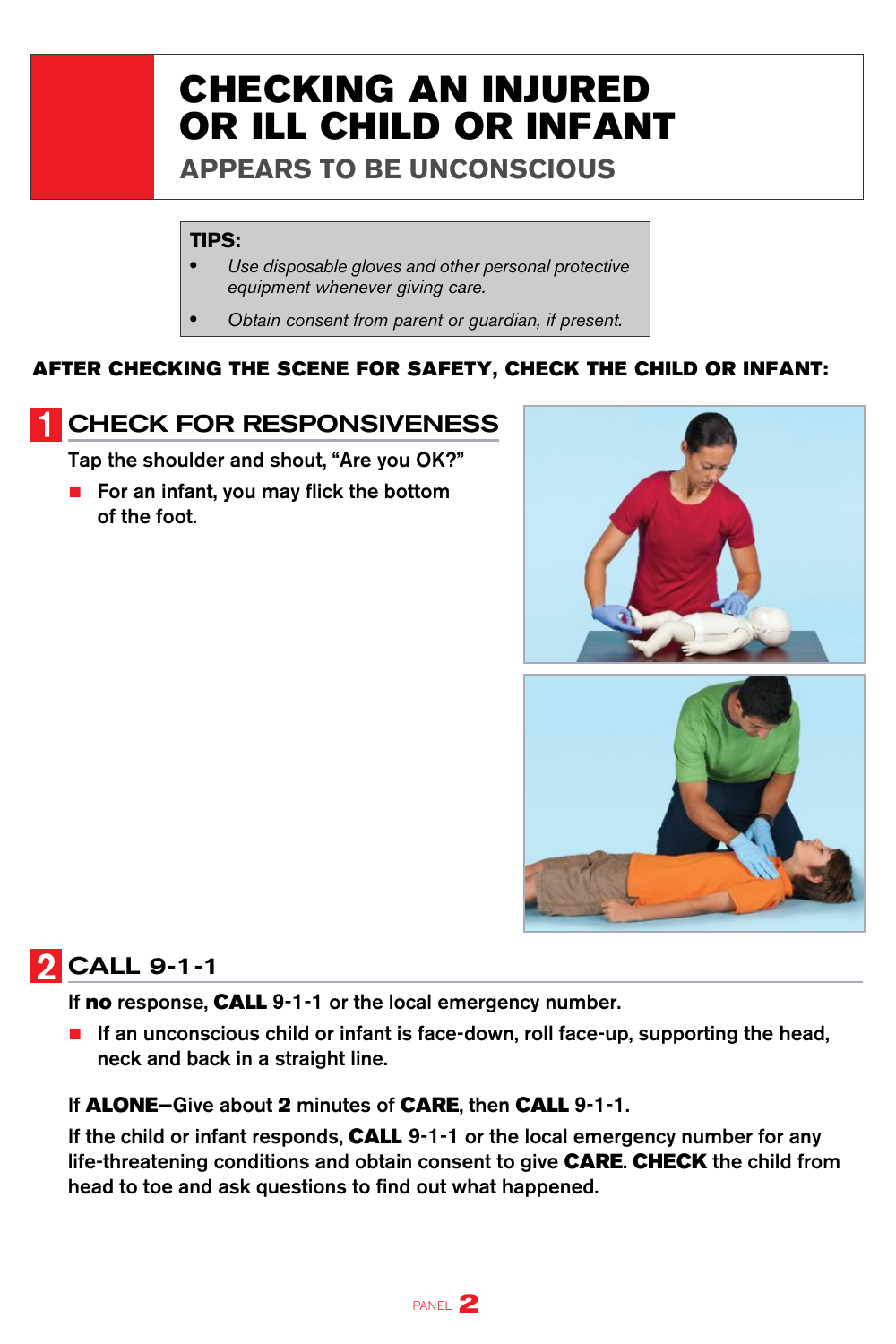# CHECKING AN INJURED OR ILL CHILD OR INFANT

## APPEARS TO BE UNCONSCIOUS

**TIPS:**

- *Use disposable gloves and other personal protective equipment whenever giving care.*
- *Obtain consent from parent or guardian, if present.*

**AFTER CHECKING THE SCENE FOR SAFETY, CHECK THE CHILD OR INFANT:**

## 1 CHECK FOR RESPONSIVENESS

Tap the shoulder and shout, "Are you OK?"

- For an infant, you may flick the bottom of the foot.

## 2 CALL 9-1-1

If **no** response, **CALL** 9-1-1 or the local emergency number.

- If an unconscious child or infant is face-down, roll face-up, supporting the head, neck and back in a straight line.

If **ALONE**—Give about **2** minutes of **CARE**, then **CALL** 9-1-1.

If the child or infant responds, **CALL** 9-1-1 or the local emergency number for any life-threatening conditions and obtain consent to give **CARE**. **CHECK** the child from head to toe and ask questions to find out what happened.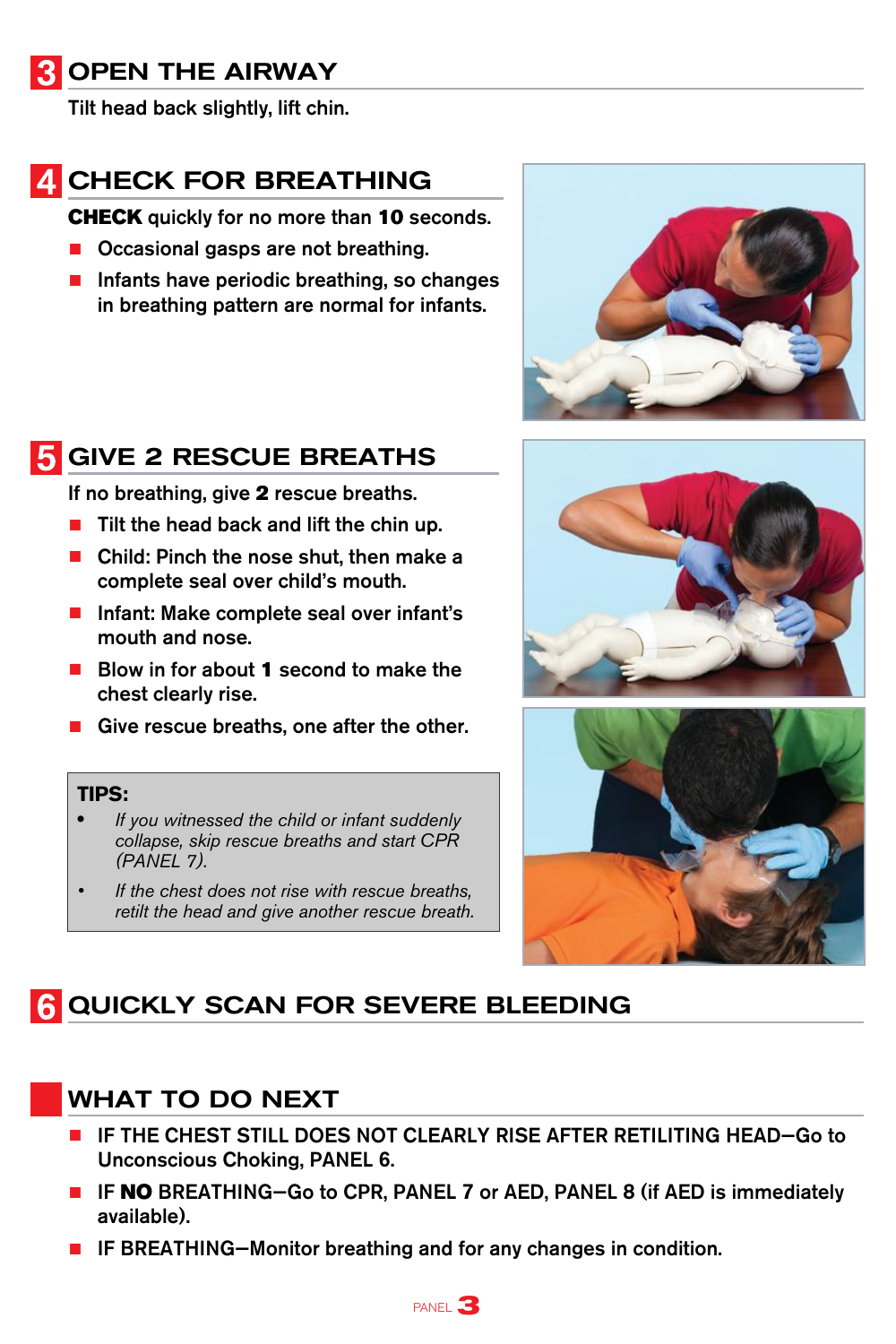## 3 OPEN THE AIRWAY

Tilt head back slightly, lift chin.

## 4 CHECK FOR BREATHING

**CHECK** quickly for no more than **10** seconds.

- Occasional gasps are not breathing.
- Infants have periodic breathing, so changes in breathing pattern are normal for infants.

## 5 GIVE 2 RESCUE BREATHS

If no breathing, give **2** rescue breaths.

- Tilt the head back and lift the chin up.
- Child: Pinch the nose shut, then make a complete seal over child's mouth.
- Infant: Make complete seal over infant's mouth and nose.
- Blow in for about **1** second to make the chest clearly rise.
- Give rescue breaths, one after the other.

**TIPS:**

- *If you witnessed the child or infant suddenly collapse, skip rescue breaths and start CPR (PANEL 7).*
- *If the chest does not rise with rescue breaths, retilt the head and give another rescue breath.*

## 6 QUICKLY SCAN FOR SEVERE BLEEDING

## WHAT TO DO NEXT

- IF THE CHEST STILL DOES NOT CLEARLY RISE AFTER RETILITING HEAD—Go to Unconscious Choking, PANEL 6.
- IF **NO** BREATHING—Go to CPR, PANEL 7 or AED, PANEL 8 (if AED is immediately available).
- IF BREATHING—Monitor breathing and for any changes in condition.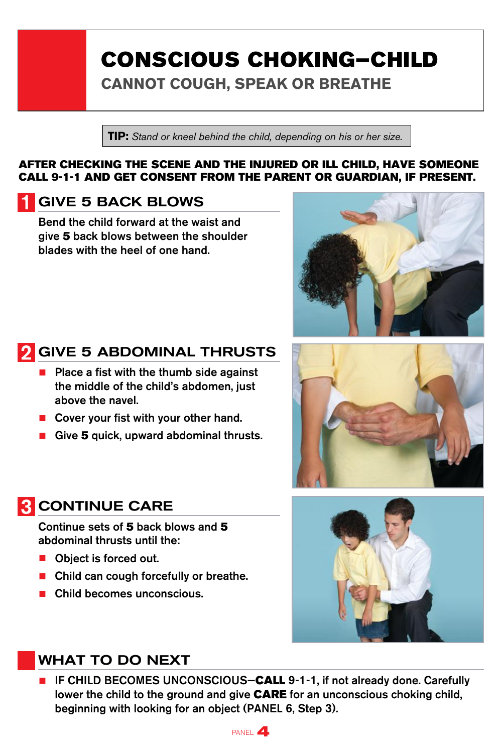# CONSCIOUS CHOKING–CHILD

## CANNOT COUGH, SPEAK OR BREATHE

**TIP:** *Stand or kneel behind the child, depending on his or her size.*

**AFTER CHECKING THE SCENE AND THE INJURED OR ILL CHILD, HAVE SOMEONE CALL 9-1-1 AND GET CONSENT FROM THE PARENT OR GUARDIAN, IF PRESENT.**

## 1 GIVE 5 BACK BLOWS

Bend the child forward at the waist and give **5** back blows between the shoulder blades with the heel of one hand.

## 2 GIVE 5 ABDOMINAL THRUSTS

- Place a fist with the thumb side against the middle of the child's abdomen, just above the navel.
- Cover your fist with your other hand.
- Give **5** quick, upward abdominal thrusts.

## 3 CONTINUE CARE

Continue sets of **5** back blows and **5** abdominal thrusts until the:

- Object is forced out.
- Child can cough forcefully or breathe.
- Child becomes unconscious.

## WHAT TO DO NEXT

- IF CHILD BECOMES UNCONSCIOUS—**CALL** 9-1-1, if not already done. Carefully lower the child to the ground and give **CARE** for an unconscious choking child, beginning with looking for an object (PANEL 6, Step 3).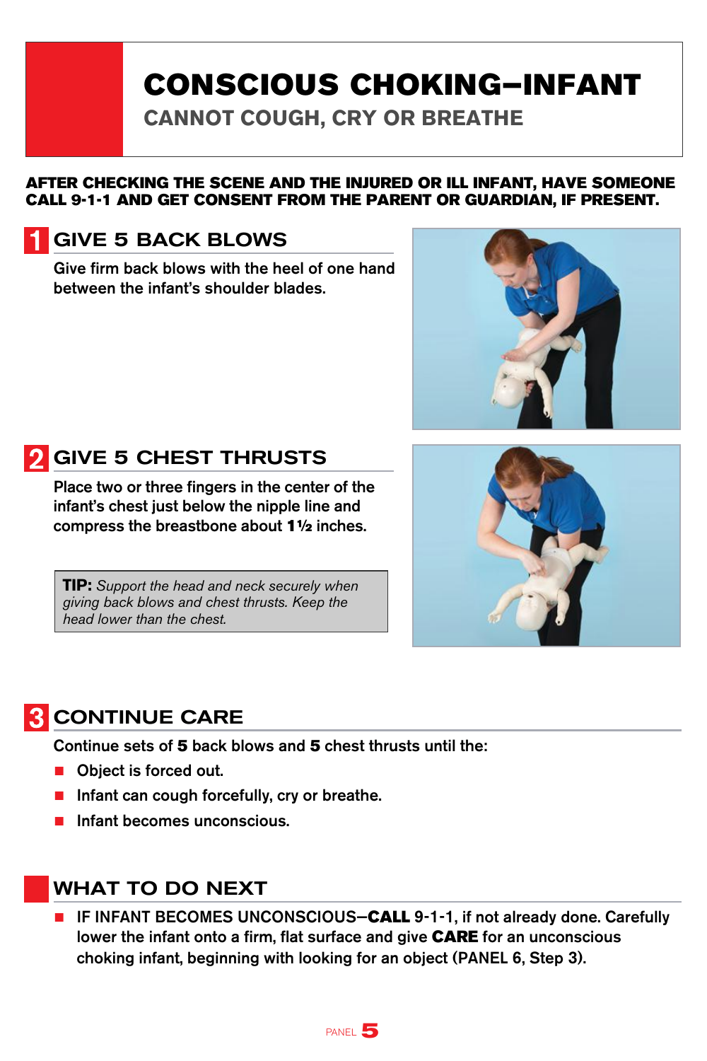# CONSCIOUS CHOKING–INFANT

## CANNOT COUGH, CRY OR BREATHE

**AFTER CHECKING THE SCENE AND THE INJURED OR ILL INFANT, HAVE SOMEONE CALL 9-1-1 AND GET CONSENT FROM THE PARENT OR GUARDIAN, IF PRESENT.**

## 1 GIVE 5 BACK BLOWS

Give firm back blows with the heel of one hand between the infant's shoulder blades.

## 2 GIVE 5 CHEST THRUSTS

Place two or three fingers in the center of the infant's chest just below the nipple line and compress the breastbone about **1½** inches.

> **TIP:** *Support the head and neck securely when giving back blows and chest thrusts. Keep the head lower than the chest.*

## 3 CONTINUE CARE

Continue sets of **5** back blows and **5** chest thrusts until the:

- Object is forced out.
- Infant can cough forcefully, cry or breathe.
- Infant becomes unconscious.

## WHAT TO DO NEXT

- IF INFANT BECOMES UNCONSCIOUS—**CALL** 9-1-1, if not already done. Carefully lower the infant onto a firm, flat surface and give **CARE** for an unconscious choking infant, beginning with looking for an object (PANEL 6, Step 3).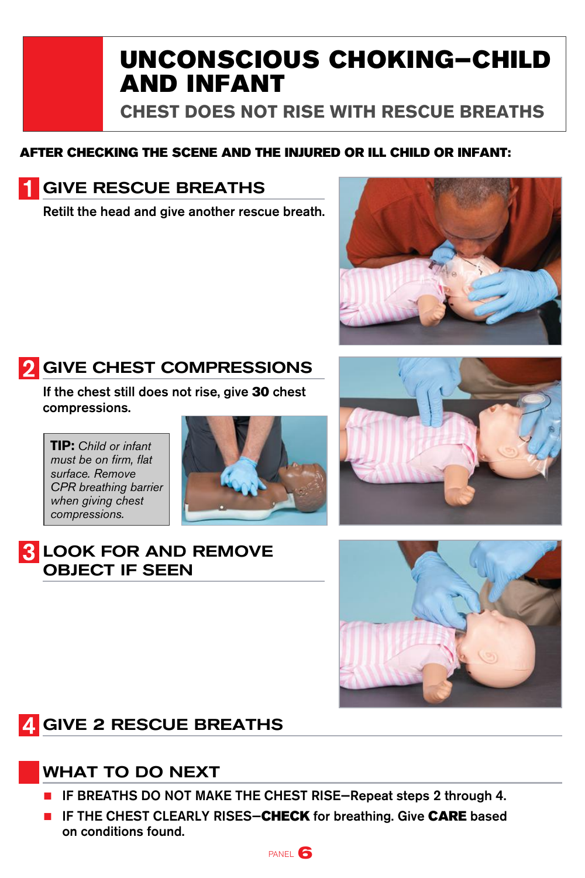# UNCONSCIOUS CHOKING—CHILD AND INFANT

## CHEST DOES NOT RISE WITH RESCUE BREATHS

**AFTER CHECKING THE SCENE AND THE INJURED OR ILL CHILD OR INFANT:**

### 1 GIVE RESCUE BREATHS

Retilt the head and give another rescue breath.

### 2 GIVE CHEST COMPRESSIONS

If the chest still does not rise, give **30** chest compressions.

**TIP:** *Child or infant must be on firm, flat surface. Remove CPR breathing barrier when giving chest compressions.*

### 3 LOOK FOR AND REMOVE OBJECT IF SEEN

### 4 GIVE 2 RESCUE BREATHS

### WHAT TO DO NEXT

- IF BREATHS DO NOT MAKE THE CHEST RISE—Repeat steps 2 through 4.
- IF THE CHEST CLEARLY RISES—**CHECK** for breathing. Give **CARE** based on conditions found.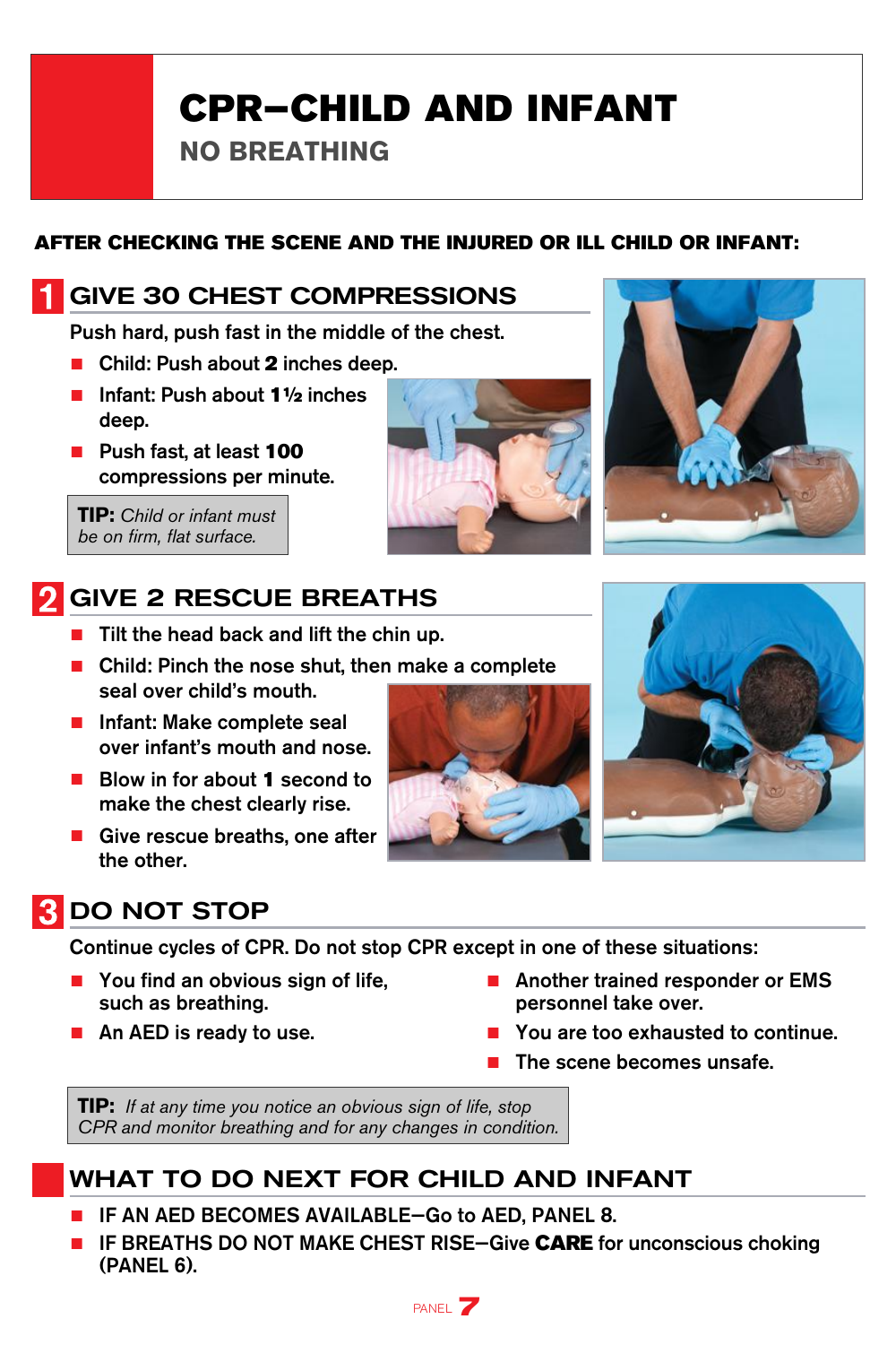# CPR—CHILD AND INFANT

## NO BREATHING

**AFTER CHECKING THE SCENE AND THE INJURED OR ILL CHILD OR INFANT:**

### 1 GIVE 30 CHEST COMPRESSIONS

Push hard, push fast in the middle of the chest.

- Child: Push about **2** inches deep.
- Infant: Push about **1½** inches deep.
- Push fast, at least **100** compressions per minute.

> **TIP:** *Child or infant must be on firm, flat surface.*

### 2 GIVE 2 RESCUE BREATHS

- Tilt the head back and lift the chin up.
- Child: Pinch the nose shut, then make a complete seal over child's mouth.
- Infant: Make complete seal over infant's mouth and nose.
- Blow in for about **1** second to make the chest clearly rise.
- Give rescue breaths, one after the other.

### 3 DO NOT STOP

Continue cycles of CPR. Do not stop CPR except in one of these situations:

- You find an obvious sign of life, such as breathing.
- An AED is ready to use.
- Another trained responder or EMS personnel take over.
- You are too exhausted to continue.
- The scene becomes unsafe.

> **TIP:** *If at any time you notice an obvious sign of life, stop CPR and monitor breathing and for any changes in condition.*

## WHAT TO DO NEXT FOR CHILD AND INFANT

- IF AN AED BECOMES AVAILABLE—Go to AED, PANEL 8.
- IF BREATHS DO NOT MAKE CHEST RISE—Give **CARE** for unconscious choking (PANEL 6).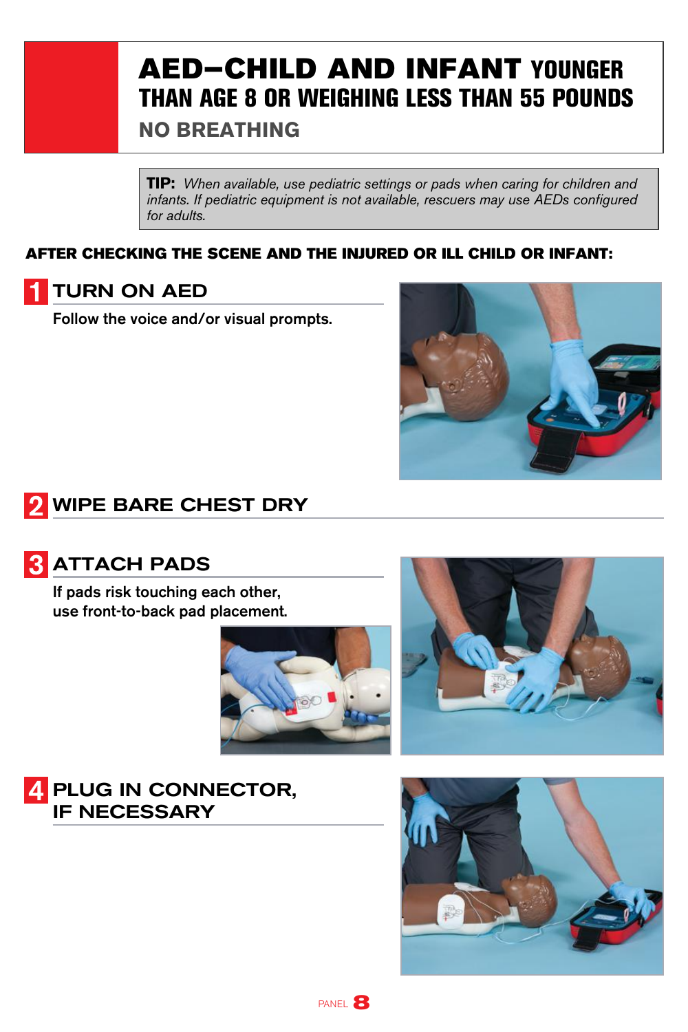# AED—CHILD AND INFANT YOUNGER THAN AGE 8 OR WEIGHING LESS THAN 55 POUNDS

## NO BREATHING

**TIP:** *When available, use pediatric settings or pads when caring for children and infants. If pediatric equipment is not available, rescuers may use AEDs configured for adults.*

**AFTER CHECKING THE SCENE AND THE INJURED OR ILL CHILD OR INFANT:**

### 1 TURN ON AED

Follow the voice and/or visual prompts.

### 2 WIPE BARE CHEST DRY

### 3 ATTACH PADS

If pads risk touching each other, use front-to-back pad placement.

### 4 PLUG IN CONNECTOR, IF NECESSARY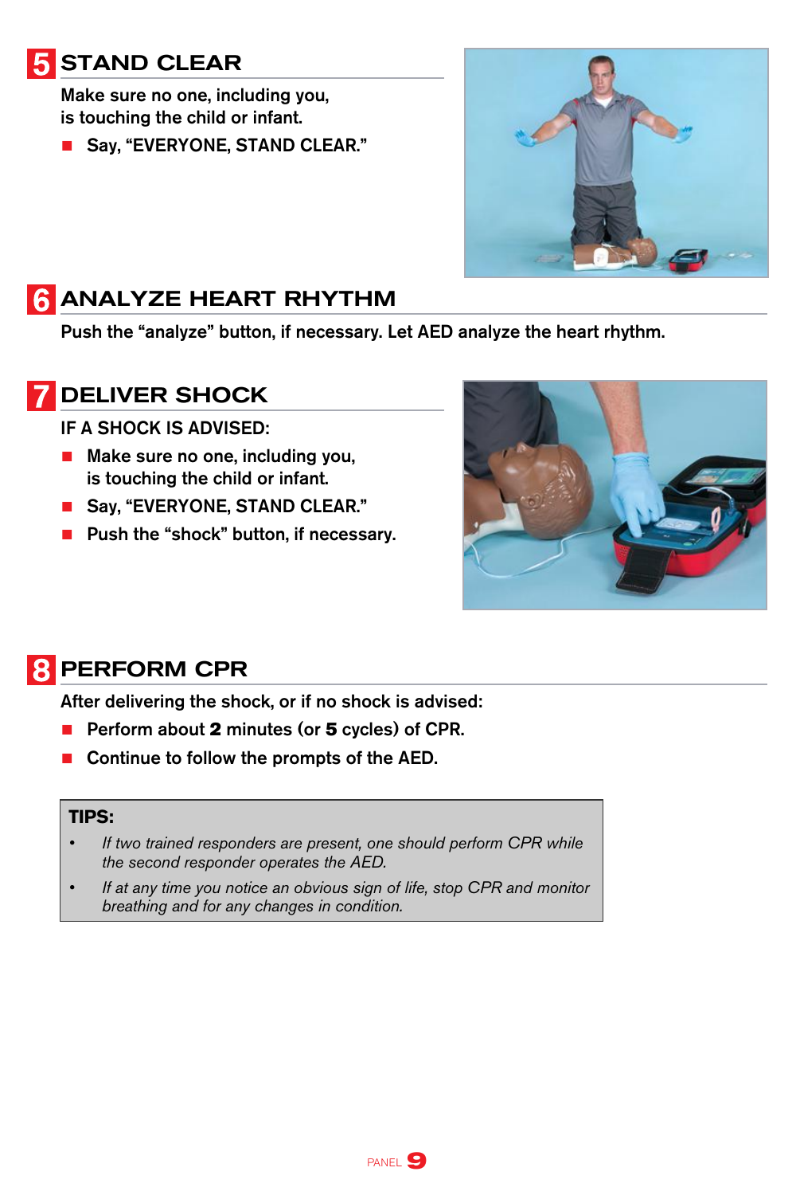## 5 STAND CLEAR

Make sure no one, including you, is touching the child or infant.

- Say, "EVERYONE, STAND CLEAR."

## 6 ANALYZE HEART RHYTHM

Push the "analyze" button, if necessary. Let AED analyze the heart rhythm.

## 7 DELIVER SHOCK

IF A SHOCK IS ADVISED:

- Make sure no one, including you, is touching the child or infant.
- Say, "EVERYONE, STAND CLEAR."
- Push the "shock" button, if necessary.

## 8 PERFORM CPR

After delivering the shock, or if no shock is advised:

- Perform about **2** minutes (or **5** cycles) of CPR.
- Continue to follow the prompts of the AED.

**TIPS:**

- *If two trained responders are present, one should perform CPR while the second responder operates the AED.*
- *If at any time you notice an obvious sign of life, stop CPR and monitor breathing and for any changes in condition.*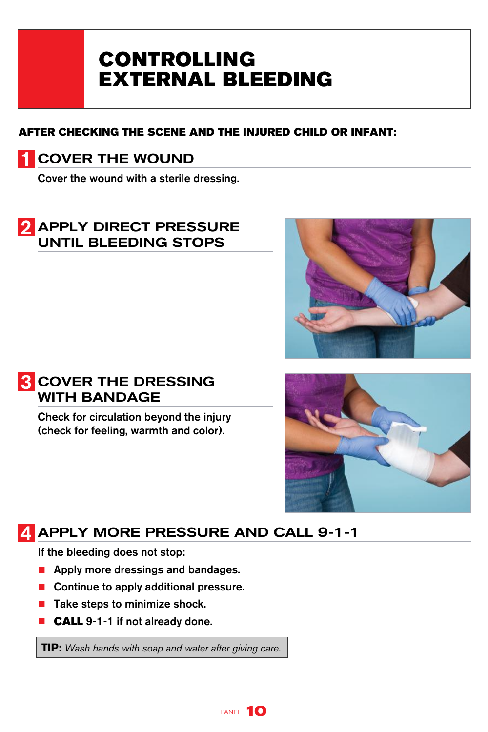# CONTROLLING EXTERNAL BLEEDING

**AFTER CHECKING THE SCENE AND THE INJURED CHILD OR INFANT:**

## 1 COVER THE WOUND

Cover the wound with a sterile dressing.

## 2 APPLY DIRECT PRESSURE UNTIL BLEEDING STOPS

## 3 COVER THE DRESSING WITH BANDAGE

Check for circulation beyond the injury (check for feeling, warmth and color).

## 4 APPLY MORE PRESSURE AND CALL 9-1-1

If the bleeding does not stop:

- Apply more dressings and bandages.
- Continue to apply additional pressure.
- Take steps to minimize shock.
- **CALL** 9-1-1 if not already done.

**TIP:** *Wash hands with soap and water after giving care.*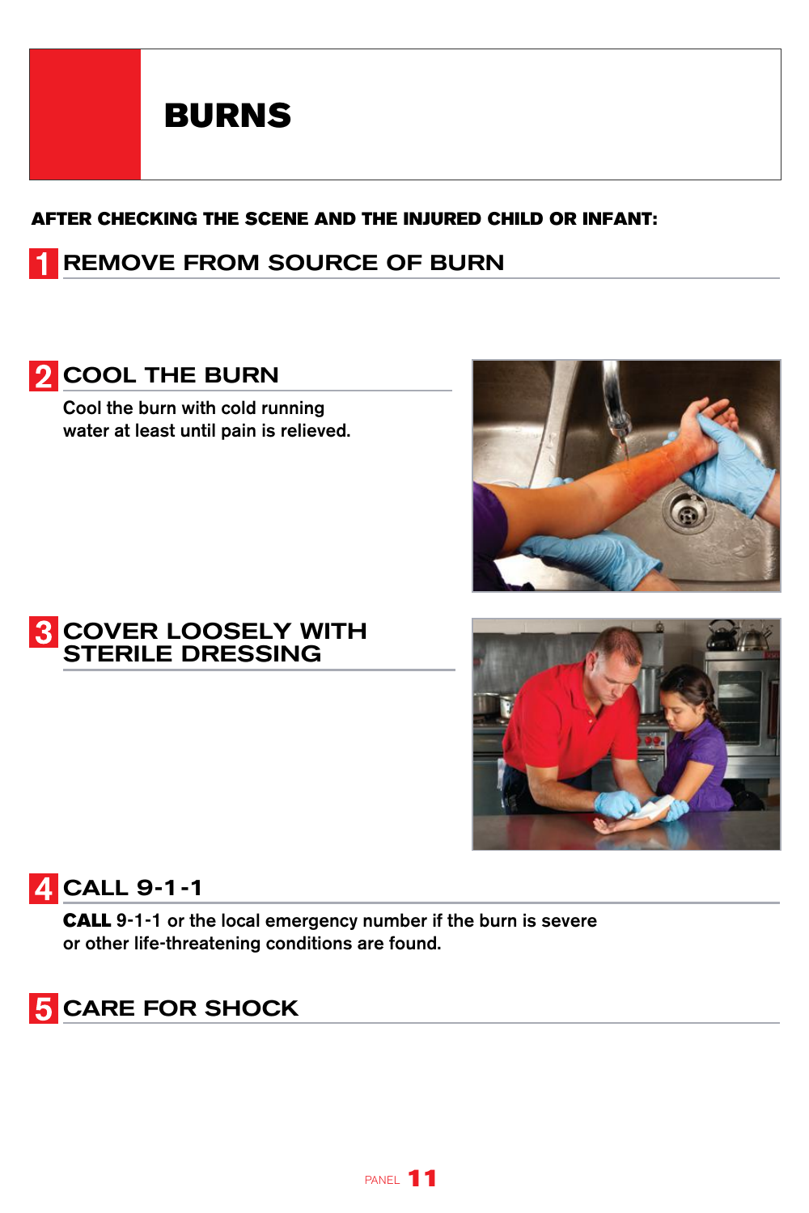# BURNS

**AFTER CHECKING THE SCENE AND THE INJURED CHILD OR INFANT:**

## 1 REMOVE FROM SOURCE OF BURN

## 2 COOL THE BURN

Cool the burn with cold running water at least until pain is relieved.

## 3 COVER LOOSELY WITH STERILE DRESSING

## 4 CALL 9-1-1

**CALL** 9-1-1 or the local emergency number if the burn is severe or other life-threatening conditions are found.

## 5 CARE FOR SHOCK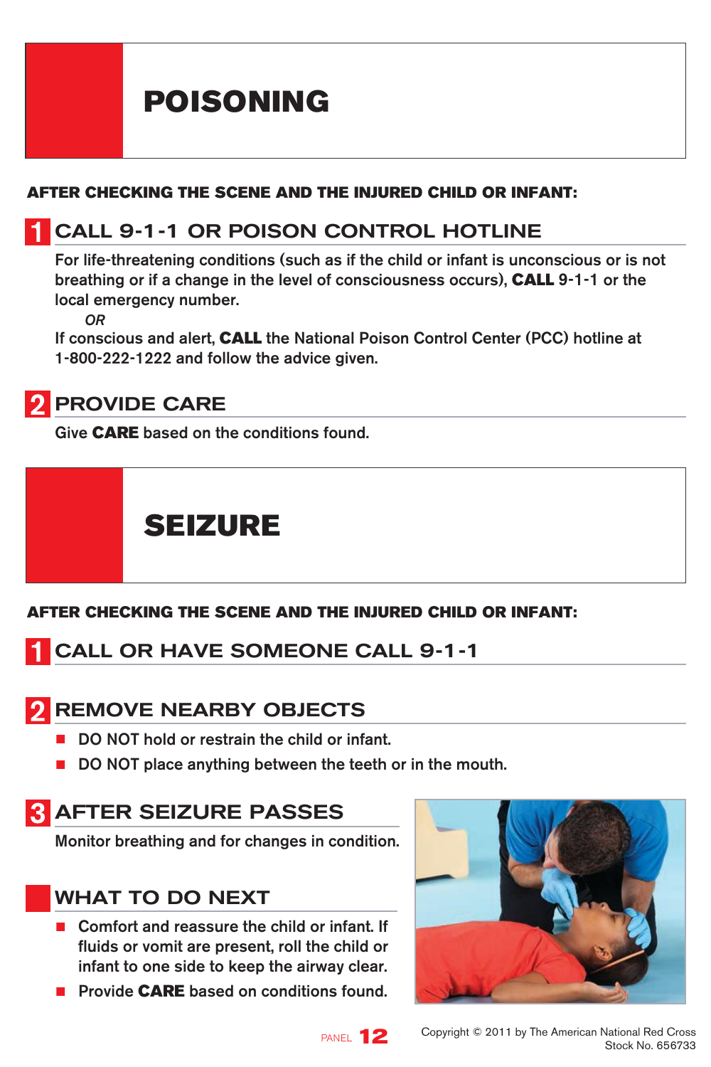# POISONING

**AFTER CHECKING THE SCENE AND THE INJURED CHILD OR INFANT:**

## 1 CALL 9-1-1 OR POISON CONTROL HOTLINE

For life-threatening conditions (such as if the child or infant is unconscious or is not breathing or if a change in the level of consciousness occurs), **CALL** 9-1-1 or the local emergency number.

*OR*

If conscious and alert, **CALL** the National Poison Control Center (PCC) hotline at 1-800-222-1222 and follow the advice given.

## 2 PROVIDE CARE

Give **CARE** based on the conditions found.

# SEIZURE

**AFTER CHECKING THE SCENE AND THE INJURED CHILD OR INFANT:**

## 1 CALL OR HAVE SOMEONE CALL 9-1-1

## 2 REMOVE NEARBY OBJECTS

- DO NOT hold or restrain the child or infant.
- DO NOT place anything between the teeth or in the mouth.

## 3 AFTER SEIZURE PASSES

Monitor breathing and for changes in condition.

## WHAT TO DO NEXT

- Comfort and reassure the child or infant. If fluids or vomit are present, roll the child or infant to one side to keep the airway clear.
- Provide **CARE** based on conditions found.

Copyright © 2011 by The American National Red Cross
Stock No. 656733